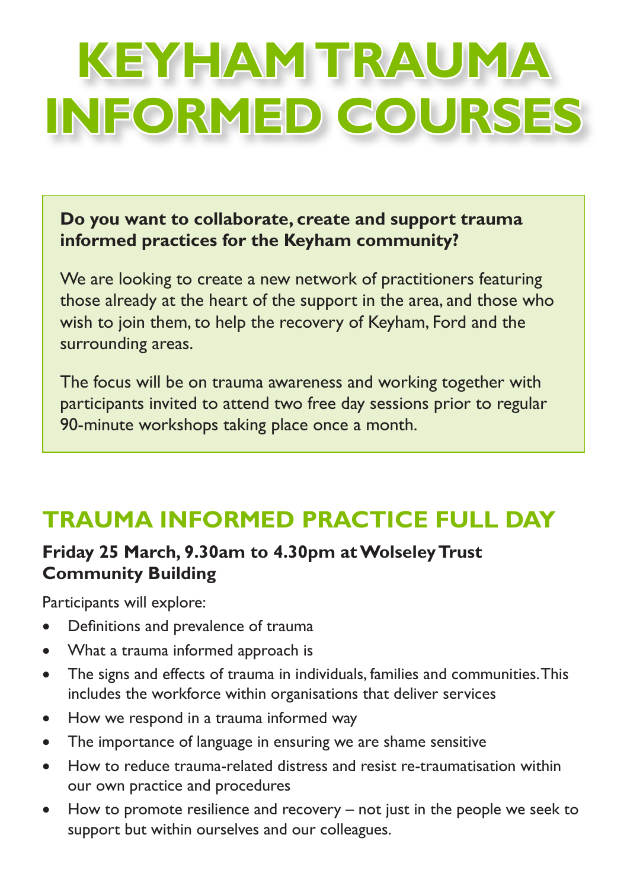# KEYHAM TRAUMA INFORMED COURSES

**Do you want to collaborate, create and support trauma informed practices for the Keyham community?**

We are looking to create a new network of practitioners featuring those already at the heart of the support in the area, and those who wish to join them, to help the recovery of Keyham, Ford and the surrounding areas.

The focus will be on trauma awareness and working together with participants invited to attend two free day sessions prior to regular 90-minute workshops taking place once a month.

## TRAUMA INFORMED PRACTICE FULL DAY

**Friday 25 March, 9.30am to 4.30pm at Wolseley Trust Community Building**

Participants will explore:

- Definitions and prevalence of trauma
- What a trauma informed approach is
- The signs and effects of trauma in individuals, families and communities. This includes the workforce within organisations that deliver services
- How we respond in a trauma informed way
- The importance of language in ensuring we are shame sensitive
- How to reduce trauma-related distress and resist re-traumatisation within our own practice and procedures
- How to promote resilience and recovery – not just in the people we seek to support but within ourselves and our colleagues.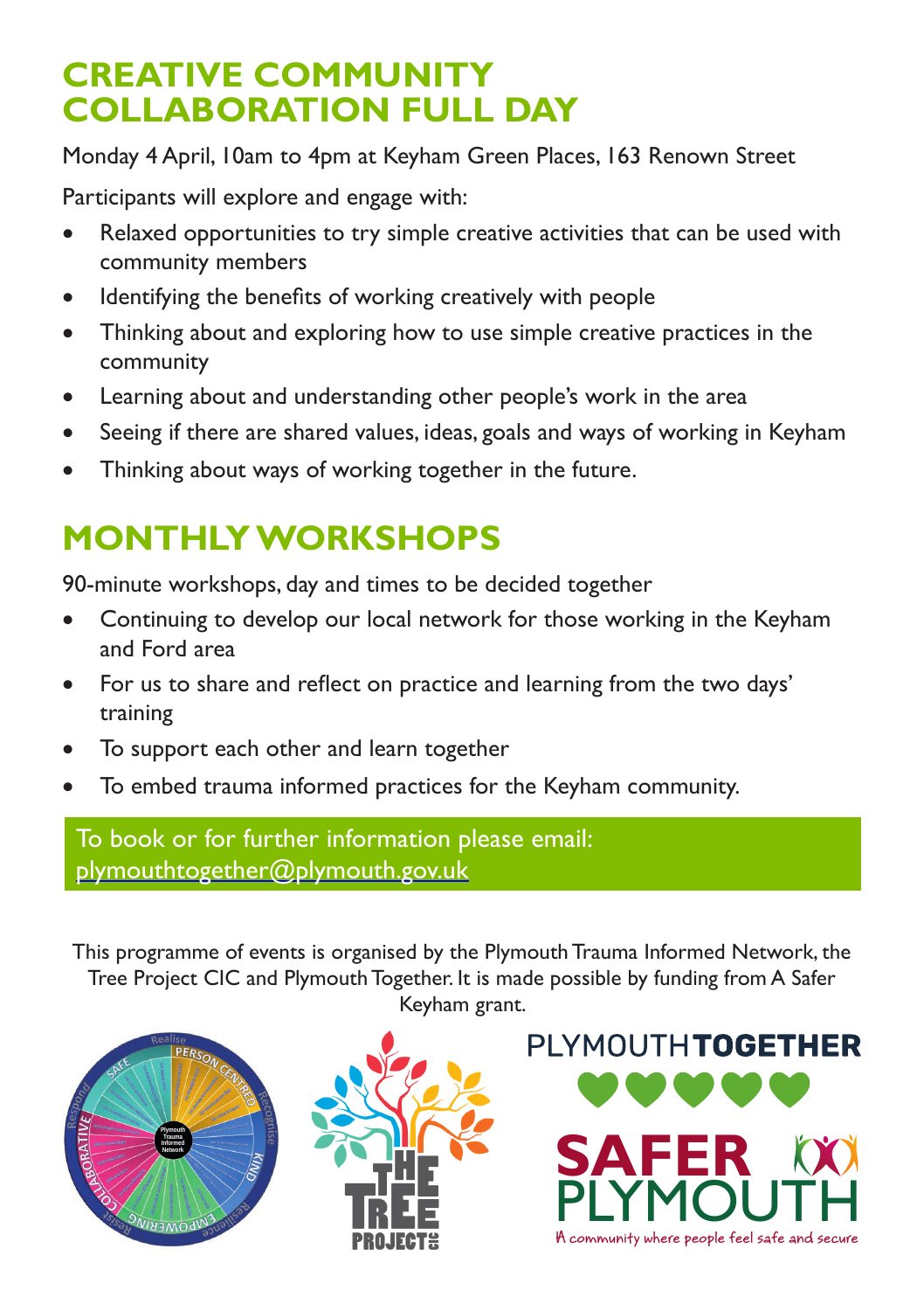## CREATIVE COMMUNITY COLLABORATION FULL DAY

Monday 4 April, 10am to 4pm at Keyham Green Places, 163 Renown Street

Participants will explore and engage with:

- Relaxed opportunities to try simple creative activities that can be used with community members
- Identifying the benefits of working creatively with people
- Thinking about and exploring how to use simple creative practices in the community
- Learning about and understanding other people's work in the area
- Seeing if there are shared values, ideas, goals and ways of working in Keyham
- Thinking about ways of working together in the future.

## MONTHLY WORKSHOPS

90-minute workshops, day and times to be decided together

- Continuing to develop our local network for those working in the Keyham and Ford area
- For us to share and reflect on practice and learning from the two days' training
- To support each other and learn together
- To embed trauma informed practices for the Keyham community.

To book or for further information please email: plymouthtogether@plymouth.gov.uk

This programme of events is organised by the Plymouth Trauma Informed Network, the Tree Project CIC and Plymouth Together. It is made possible by funding from A Safer Keyham grant.

PLYMOUTH**TOGETHER**

SAFER PLYMOUTH

A community where people feel safe and secure